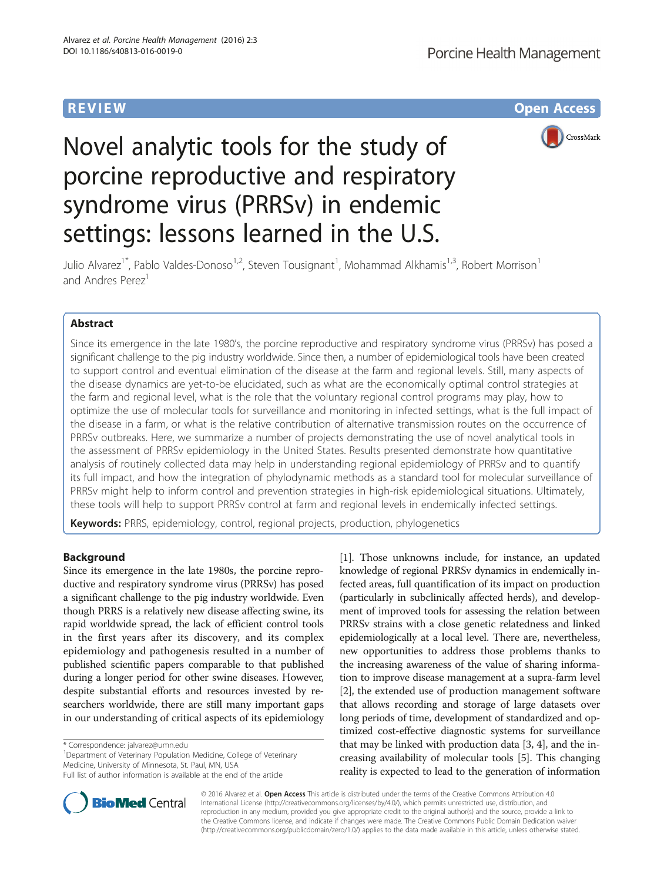REVIEW

Open Access

# Novel analytic tools for the study of porcine reproductive and respiratory syndrome virus (PRRSv) in endemic settings: lessons learned in the U.S.

Julio Alvarez[1*], Pablo Valdes-Donoso[1,2], Steven Tousignant[1], Mohammad Alkhamis[1,3], Robert Morrison[1] and Andres Perez[1]

## Abstract

Since its emergence in the late 1980's, the porcine reproductive and respiratory syndrome virus (PRRSv) has posed a significant challenge to the pig industry worldwide. Since then, a number of epidemiological tools have been created to support control and eventual elimination of the disease at the farm and regional levels. Still, many aspects of the disease dynamics are yet-to-be elucidated, such as what are the economically optimal control strategies at the farm and regional level, what is the role that the voluntary regional control programs may play, how to optimize the use of molecular tools for surveillance and monitoring in infected settings, what is the full impact of the disease in a farm, or what is the relative contribution of alternative transmission routes on the occurrence of PRRSv outbreaks. Here, we summarize a number of projects demonstrating the use of novel analytical tools in the assessment of PRRSv epidemiology in the United States. Results presented demonstrate how quantitative analysis of routinely collected data may help in understanding regional epidemiology of PRRSv and to quantify its full impact, and how the integration of phylodynamic methods as a standard tool for molecular surveillance of PRRSv might help to inform control and prevention strategies in high-risk epidemiological situations. Ultimately, these tools will help to support PRRSv control at farm and regional levels in endemically infected settings.

**Keywords:** PRRS, epidemiology, control, regional projects, production, phylogenetics

## Background

Since its emergence in the late 1980s, the porcine reproductive and respiratory syndrome virus (PRRSv) has posed a significant challenge to the pig industry worldwide. Even though PRRS is a relatively new disease affecting swine, its rapid worldwide spread, the lack of efficient control tools in the first years after its discovery, and its complex epidemiology and pathogenesis resulted in a number of published scientific papers comparable to that published during a longer period for other swine diseases. However, despite substantial efforts and resources invested by researchers worldwide, there are still many important gaps in our understanding of critical aspects of its epidemiology [1]. Those unknowns include, for instance, an updated knowledge of regional PRRSv dynamics in endemically infected areas, full quantification of its impact on production (particularly in subclinically affected herds), and development of improved tools for assessing the relation between PRRSv strains with a close genetic relatedness and linked epidemiologically at a local level. There are, nevertheless, new opportunities to address those problems thanks to the increasing awareness of the value of sharing information to improve disease management at a supra-farm level [2], the extended use of production management software that allows recording and storage of large datasets over long periods of time, development of standardized and optimized cost-effective diagnostic systems for surveillance that may be linked with production data [3, 4], and the increasing availability of molecular tools [5]. This changing reality is expected to lead to the generation of information

* Correspondence: jalvarez@umn.edu
[1]Department of Veterinary Population Medicine, College of Veterinary Medicine, University of Minnesota, St. Paul, MN, USA
Full list of author information is available at the end of the article

© 2016 Alvarez et al. **Open Access** This article is distributed under the terms of the Creative Commons Attribution 4.0 International License (http://creativecommons.org/licenses/by/4.0/), which permits unrestricted use, distribution, and reproduction in any medium, provided you give appropriate credit to the original author(s) and the source, provide a link to the Creative Commons license, and indicate if changes were made. The Creative Commons Public Domain Dedication waiver (http://creativecommons.org/publicdomain/zero/1.0/) applies to the data made available in this article, unless otherwise stated.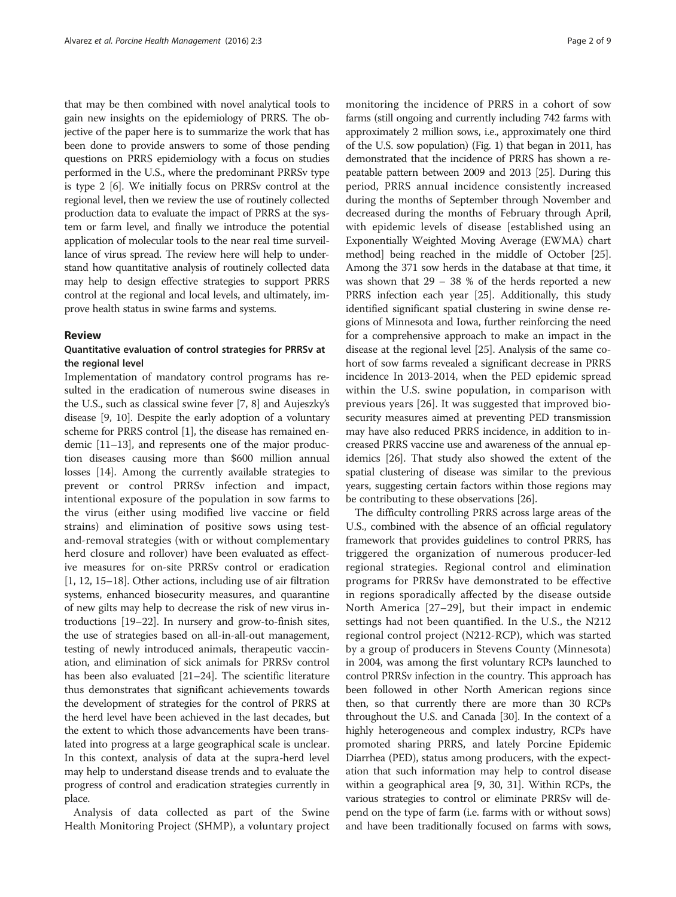that may be then combined with novel analytical tools to gain new insights on the epidemiology of PRRS. The objective of the paper here is to summarize the work that has been done to provide answers to some of those pending questions on PRRS epidemiology with a focus on studies performed in the U.S., where the predominant PRRSv type is type 2 [6]. We initially focus on PRRSv control at the regional level, then we review the use of routinely collected production data to evaluate the impact of PRRS at the system or farm level, and finally we introduce the potential application of molecular tools to the near real time surveillance of virus spread. The review here will help to understand how quantitative analysis of routinely collected data may help to design effective strategies to support PRRS control at the regional and local levels, and ultimately, improve health status in swine farms and systems.

## Review

### Quantitative evaluation of control strategies for PRRSv at the regional level

Implementation of mandatory control programs has resulted in the eradication of numerous swine diseases in the U.S., such as classical swine fever [7, 8] and Aujeszky's disease [9, 10]. Despite the early adoption of a voluntary scheme for PRRS control [1], the disease has remained endemic [11–13], and represents one of the major production diseases causing more than $600 million annual losses [14]. Among the currently available strategies to prevent or control PRRSv infection and impact, intentional exposure of the population in sow farms to the virus (either using modified live vaccine or field strains) and elimination of positive sows using test-and-removal strategies (with or without complementary herd closure and rollover) have been evaluated as effective measures for on-site PRRSv control or eradication [1, 12, 15–18]. Other actions, including use of air filtration systems, enhanced biosecurity measures, and quarantine of new gilts may help to decrease the risk of new virus introductions [19–22]. In nursery and grow-to-finish sites, the use of strategies based on all-in-all-out management, testing of newly introduced animals, therapeutic vaccination, and elimination of sick animals for PRRSv control has been also evaluated [21–24]. The scientific literature thus demonstrates that significant achievements towards the development of strategies for the control of PRRS at the herd level have been achieved in the last decades, but the extent to which those advancements have been translated into progress at a large geographical scale is unclear. In this context, analysis of data at the supra-herd level may help to understand disease trends and to evaluate the progress of control and eradication strategies currently in place.

Analysis of data collected as part of the Swine Health Monitoring Project (SHMP), a voluntary project monitoring the incidence of PRRS in a cohort of sow farms (still ongoing and currently including 742 farms with approximately 2 million sows, i.e., approximately one third of the U.S. sow population) (Fig. 1) that began in 2011, has demonstrated that the incidence of PRRS has shown a repeatable pattern between 2009 and 2013 [25]. During this period, PRRS annual incidence consistently increased during the months of September through November and decreased during the months of February through April, with epidemic levels of disease [established using an Exponentially Weighted Moving Average (EWMA) chart method] being reached in the middle of October [25]. Among the 371 sow herds in the database at that time, it was shown that 29 – 38 % of the herds reported a new PRRS infection each year [25]. Additionally, this study identified significant spatial clustering in swine dense regions of Minnesota and Iowa, further reinforcing the need for a comprehensive approach to make an impact in the disease at the regional level [25]. Analysis of the same cohort of sow farms revealed a significant decrease in PRRS incidence In 2013-2014, when the PED epidemic spread within the U.S. swine population, in comparison with previous years [26]. It was suggested that improved biosecurity measures aimed at preventing PED transmission may have also reduced PRRS incidence, in addition to increased PRRS vaccine use and awareness of the annual epidemics [26]. That study also showed the extent of the spatial clustering of disease was similar to the previous years, suggesting certain factors within those regions may be contributing to these observations [26].

The difficulty controlling PRRS across large areas of the U.S., combined with the absence of an official regulatory framework that provides guidelines to control PRRS, has triggered the organization of numerous producer-led regional strategies. Regional control and elimination programs for PRRSv have demonstrated to be effective in regions sporadically affected by the disease outside North America [27–29], but their impact in endemic settings had not been quantified. In the U.S., the N212 regional control project (N212-RCP), which was started by a group of producers in Stevens County (Minnesota) in 2004, was among the first voluntary RCPs launched to control PRRSv infection in the country. This approach has been followed in other North American regions since then, so that currently there are more than 30 RCPs throughout the U.S. and Canada [30]. In the context of a highly heterogeneous and complex industry, RCPs have promoted sharing PRRS, and lately Porcine Epidemic Diarrhea (PED), status among producers, with the expectation that such information may help to control disease within a geographical area [9, 30, 31]. Within RCPs, the various strategies to control or eliminate PRRSv will depend on the type of farm (i.e. farms with or without sows) and have been traditionally focused on farms with sows,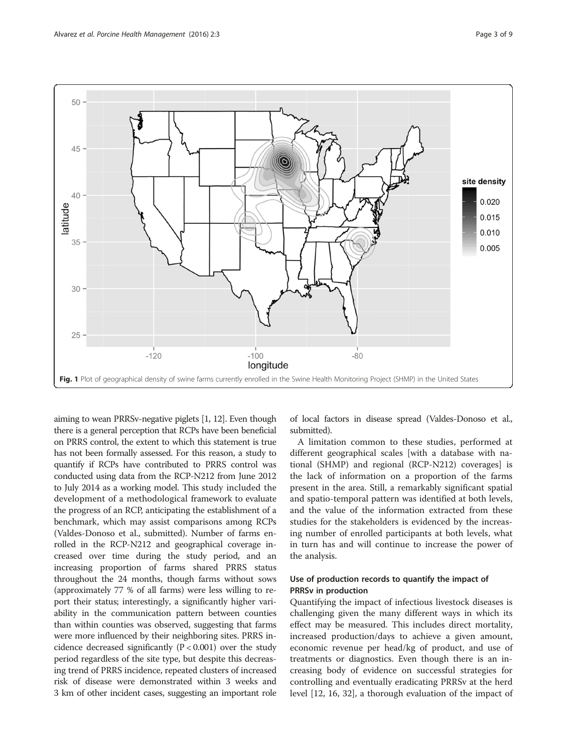Fig. 1 Plot of geographical density of swine farms currently enrolled in the Swine Health Monitoring Project (SHMP) in the United States

aiming to wean PRRSv-negative piglets [1, 12]. Even though there is a general perception that RCPs have been beneficial on PRRS control, the extent to which this statement is true has not been formally assessed. For this reason, a study to quantify if RCPs have contributed to PRRS control was conducted using data from the RCP-N212 from June 2012 to July 2014 as a working model. This study included the development of a methodological framework to evaluate the progress of an RCP, anticipating the establishment of a benchmark, which may assist comparisons among RCPs (Valdes-Donoso et al., submitted). Number of farms enrolled in the RCP-N212 and geographical coverage increased over time during the study period, and an increasing proportion of farms shared PRRS status throughout the 24 months, though farms without sows (approximately 77 % of all farms) were less willing to report their status; interestingly, a significantly higher variability in the communication pattern between counties than within counties was observed, suggesting that farms were more influenced by their neighboring sites. PRRS incidence decreased significantly ($P < 0.001$) over the study period regardless of the site type, but despite this decreasing trend of PRRS incidence, repeated clusters of increased risk of disease were demonstrated within 3 weeks and 3 km of other incident cases, suggesting an important role of local factors in disease spread (Valdes-Donoso et al., submitted).

A limitation common to these studies, performed at different geographical scales [with a database with national (SHMP) and regional (RCP-N212) coverages] is the lack of information on a proportion of the farms present in the area. Still, a remarkably significant spatial and spatio-temporal pattern was identified at both levels, and the value of the information extracted from these studies for the stakeholders is evidenced by the increasing number of enrolled participants at both levels, what in turn has and will continue to increase the power of the analysis.

## Use of production records to quantify the impact of PRRSv in production

Quantifying the impact of infectious livestock diseases is challenging given the many different ways in which its effect may be measured. This includes direct mortality, increased production/days to achieve a given amount, economic revenue per head/kg of product, and use of treatments or diagnostics. Even though there is an increasing body of evidence on successful strategies for controlling and eventually eradicating PRRSv at the herd level [12, 16, 32], a thorough evaluation of the impact of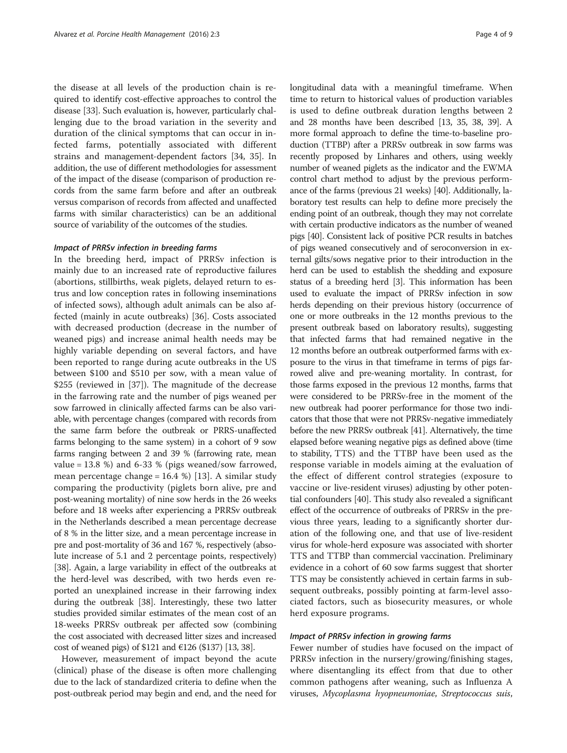the disease at all levels of the production chain is required to identify cost-effective approaches to control the disease [33]. Such evaluation is, however, particularly challenging due to the broad variation in the severity and duration of the clinical symptoms that can occur in infected farms, potentially associated with different strains and management-dependent factors [34, 35]. In addition, the use of different methodologies for assessment of the impact of the disease (comparison of production records from the same farm before and after an outbreak versus comparison of records from affected and unaffected farms with similar characteristics) can be an additional source of variability of the outcomes of the studies.

#### *Impact of PRRSv infection in breeding farms*

In the breeding herd, impact of PRRSv infection is mainly due to an increased rate of reproductive failures (abortions, stillbirths, weak piglets, delayed return to estrus and low conception rates in following inseminations of infected sows), although adult animals can be also affected (mainly in acute outbreaks) [36]. Costs associated with decreased production (decrease in the number of weaned pigs) and increase animal health needs may be highly variable depending on several factors, and have been reported to range during acute outbreaks in the US between \$100 and \$510 per sow, with a mean value of \$255 (reviewed in [37]). The magnitude of the decrease in the farrowing rate and the number of pigs weaned per sow farrowed in clinically affected farms can be also variable, with percentage changes (compared with records from the same farm before the outbreak or PRRS-unaffected farms belonging to the same system) in a cohort of 9 sow farms ranging between 2 and 39 % (farrowing rate, mean value = 13.8 %) and 6-33 % (pigs weaned/sow farrowed, mean percentage change = 16.4 %) [13]. A similar study comparing the productivity (piglets born alive, pre and post-weaning mortality) of nine sow herds in the 26 weeks before and 18 weeks after experiencing a PRRSv outbreak in the Netherlands described a mean percentage decrease of 8 % in the litter size, and a mean percentage increase in pre and post-mortality of 36 and 167 %, respectively (absolute increase of 5.1 and 2 percentage points, respectively) [38]. Again, a large variability in effect of the outbreaks at the herd-level was described, with two herds even reported an unexplained increase in their farrowing index during the outbreak [38]. Interestingly, these two latter studies provided similar estimates of the mean cost of an 18-weeks PRRSv outbreak per affected sow (combining the cost associated with decreased litter sizes and increased cost of weaned pigs) of \$121 and €126 (\$137) [13, 38].

However, measurement of impact beyond the acute (clinical) phase of the disease is often more challenging due to the lack of standardized criteria to define when the post-outbreak period may begin and end, and the need for longitudinal data with a meaningful timeframe. When time to return to historical values of production variables is used to define outbreak duration lengths between 2 and 28 months have been described [13, 35, 38, 39]. A more formal approach to define the time-to-baseline production (TTBP) after a PRRSv outbreak in sow farms was recently proposed by Linhares and others, using weekly number of weaned piglets as the indicator and the EWMA control chart method to adjust by the previous performance of the farms (previous 21 weeks) [40]. Additionally, laboratory test results can help to define more precisely the ending point of an outbreak, though they may not correlate with certain productive indicators as the number of weaned pigs [40]. Consistent lack of positive PCR results in batches of pigs weaned consecutively and of seroconversion in external gilts/sows negative prior to their introduction in the herd can be used to establish the shedding and exposure status of a breeding herd [3]. This information has been used to evaluate the impact of PRRSv infection in sow herds depending on their previous history (occurrence of one or more outbreaks in the 12 months previous to the present outbreak based on laboratory results), suggesting that infected farms that had remained negative in the 12 months before an outbreak outperformed farms with exposure to the virus in that timeframe in terms of pigs farrowed alive and pre-weaning mortality. In contrast, for those farms exposed in the previous 12 months, farms that were considered to be PRRSv-free in the moment of the new outbreak had poorer performance for those two indicators that those that were not PRRSv-negative immediately before the new PRRSv outbreak [41]. Alternatively, the time elapsed before weaning negative pigs as defined above (time to stability, TTS) and the TTBP have been used as the response variable in models aiming at the evaluation of the effect of different control strategies (exposure to vaccine or live-resident viruses) adjusting by other potential confounders [40]. This study also revealed a significant effect of the occurrence of outbreaks of PRRSv in the previous three years, leading to a significantly shorter duration of the following one, and that use of live-resident virus for whole-herd exposure was associated with shorter TTS and TTBP than commercial vaccination. Preliminary evidence in a cohort of 60 sow farms suggest that shorter TTS may be consistently achieved in certain farms in subsequent outbreaks, possibly pointing at farm-level associated factors, such as biosecurity measures, or whole herd exposure programs.

#### *Impact of PRRSv infection in growing farms*

Fewer number of studies have focused on the impact of PRRSv infection in the nursery/growing/finishing stages, where disentangling its effect from that due to other common pathogens after weaning, such as Influenza A viruses, *Mycoplasma hyopneumoniae*, *Streptococcus suis*,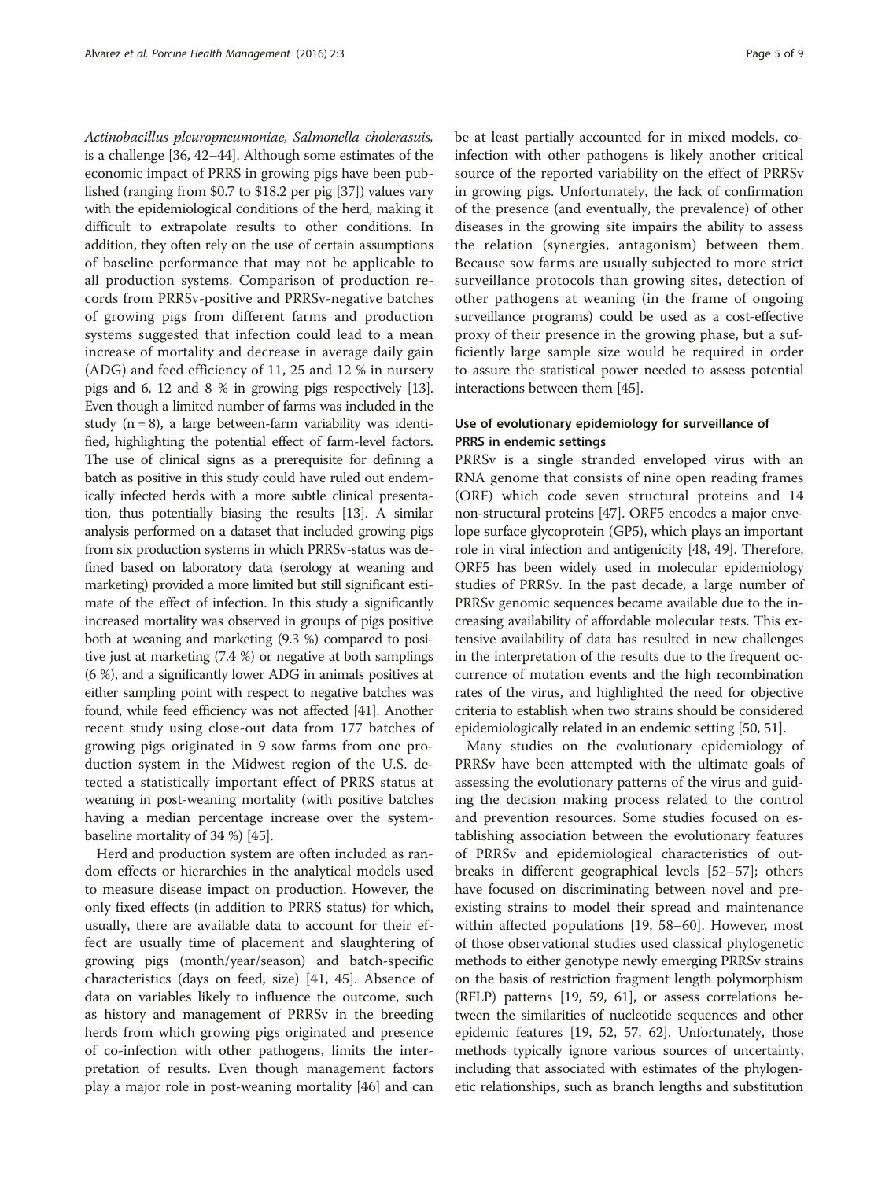*Actinobacillus pleuropneumoniae, Salmonella cholerasuis,* is a challenge [36, 42–44]. Although some estimates of the economic impact of PRRS in growing pigs have been published (ranging from $0.7 to $18.2 per pig [37]) values vary with the epidemiological conditions of the herd, making it difficult to extrapolate results to other conditions. In addition, they often rely on the use of certain assumptions of baseline performance that may not be applicable to all production systems. Comparison of production records from PRRSv-positive and PRRSv-negative batches of growing pigs from different farms and production systems suggested that infection could lead to a mean increase of mortality and decrease in average daily gain (ADG) and feed efficiency of 11, 25 and 12 % in nursery pigs and 6, 12 and 8 % in growing pigs respectively [13]. Even though a limited number of farms was included in the study ($n = 8$), a large between-farm variability was identified, highlighting the potential effect of farm-level factors. The use of clinical signs as a prerequisite for defining a batch as positive in this study could have ruled out endemically infected herds with a more subtle clinical presentation, thus potentially biasing the results [13]. A similar analysis performed on a dataset that included growing pigs from six production systems in which PRRSv-status was defined based on laboratory data (serology at weaning and marketing) provided a more limited but still significant estimate of the effect of infection. In this study a significantly increased mortality was observed in groups of pigs positive both at weaning and marketing (9.3 %) compared to positive just at marketing (7.4 %) or negative at both samplings (6 %), and a significantly lower ADG in animals positives at either sampling point with respect to negative batches was found, while feed efficiency was not affected [41]. Another recent study using close-out data from 177 batches of growing pigs originated in 9 sow farms from one production system in the Midwest region of the U.S. detected a statistically important effect of PRRS status at weaning in post-weaning mortality (with positive batches having a median percentage increase over the system-baseline mortality of 34 %) [45].

Herd and production system are often included as random effects or hierarchies in the analytical models used to measure disease impact on production. However, the only fixed effects (in addition to PRRS status) for which, usually, there are available data to account for their effect are usually time of placement and slaughtering of growing pigs (month/year/season) and batch-specific characteristics (days on feed, size) [41, 45]. Absence of data on variables likely to influence the outcome, such as history and management of PRRSv in the breeding herds from which growing pigs originated and presence of co-infection with other pathogens, limits the interpretation of results. Even though management factors play a major role in post-weaning mortality [46] and can be at least partially accounted for in mixed models, co-infection with other pathogens is likely another critical source of the reported variability on the effect of PRRSv in growing pigs. Unfortunately, the lack of confirmation of the presence (and eventually, the prevalence) of other diseases in the growing site impairs the ability to assess the relation (synergies, antagonism) between them. Because sow farms are usually subjected to more strict surveillance protocols than growing sites, detection of other pathogens at weaning (in the frame of ongoing surveillance programs) could be used as a cost-effective proxy of their presence in the growing phase, but a sufficiently large sample size would be required in order to assure the statistical power needed to assess potential interactions between them [45].

## Use of evolutionary epidemiology for surveillance of PRRS in endemic settings

PRRSv is a single stranded enveloped virus with an RNA genome that consists of nine open reading frames (ORF) which code seven structural proteins and 14 non-structural proteins [47]. ORF5 encodes a major envelope surface glycoprotein (GP5), which plays an important role in viral infection and antigenicity [48, 49]. Therefore, ORF5 has been widely used in molecular epidemiology studies of PRRSv. In the past decade, a large number of PRRSv genomic sequences became available due to the increasing availability of affordable molecular tests. This extensive availability of data has resulted in new challenges in the interpretation of the results due to the frequent occurrence of mutation events and the high recombination rates of the virus, and highlighted the need for objective criteria to establish when two strains should be considered epidemiologically related in an endemic setting [50, 51].

Many studies on the evolutionary epidemiology of PRRSv have been attempted with the ultimate goals of assessing the evolutionary patterns of the virus and guiding the decision making process related to the control and prevention resources. Some studies focused on establishing association between the evolutionary features of PRRSv and epidemiological characteristics of outbreaks in different geographical levels [52–57]; others have focused on discriminating between novel and preexisting strains to model their spread and maintenance within affected populations [19, 58–60]. However, most of those observational studies used classical phylogenetic methods to either genotype newly emerging PRRSv strains on the basis of restriction fragment length polymorphism (RFLP) patterns [19, 59, 61], or assess correlations between the similarities of nucleotide sequences and other epidemic features [19, 52, 57, 62]. Unfortunately, those methods typically ignore various sources of uncertainty, including that associated with estimates of the phylogenetic relationships, such as branch lengths and substitution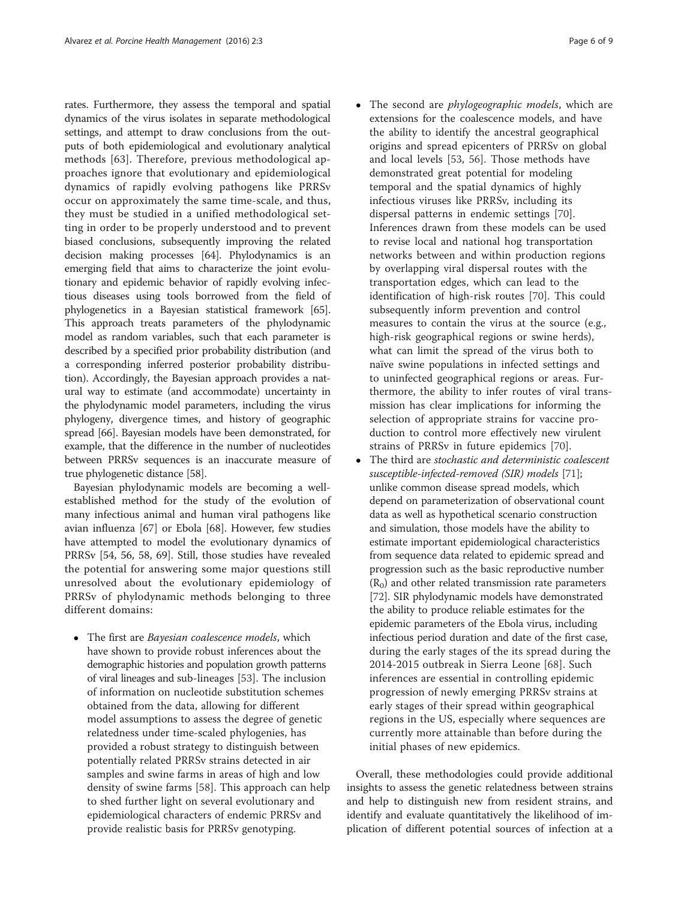rates. Furthermore, they assess the temporal and spatial dynamics of the virus isolates in separate methodological settings, and attempt to draw conclusions from the outputs of both epidemiological and evolutionary analytical methods [63]. Therefore, previous methodological approaches ignore that evolutionary and epidemiological dynamics of rapidly evolving pathogens like PRRSv occur on approximately the same time-scale, and thus, they must be studied in a unified methodological setting in order to be properly understood and to prevent biased conclusions, subsequently improving the related decision making processes [64]. Phylodynamics is an emerging field that aims to characterize the joint evolutionary and epidemic behavior of rapidly evolving infectious diseases using tools borrowed from the field of phylogenetics in a Bayesian statistical framework [65]. This approach treats parameters of the phylodynamic model as random variables, such that each parameter is described by a specified prior probability distribution (and a corresponding inferred posterior probability distribution). Accordingly, the Bayesian approach provides a natural way to estimate (and accommodate) uncertainty in the phylodynamic model parameters, including the virus phylogeny, divergence times, and history of geographic spread [66]. Bayesian models have been demonstrated, for example, that the difference in the number of nucleotides between PRRSv sequences is an inaccurate measure of true phylogenetic distance [58].

Bayesian phylodynamic models are becoming a well-established method for the study of the evolution of many infectious animal and human viral pathogens like avian influenza [67] or Ebola [68]. However, few studies have attempted to model the evolutionary dynamics of PRRSv [54, 56, 58, 69]. Still, those studies have revealed the potential for answering some major questions still unresolved about the evolutionary epidemiology of PRRSv of phylodynamic methods belonging to three different domains:

- The first are *Bayesian coalescence models*, which have shown to provide robust inferences about the demographic histories and population growth patterns of viral lineages and sub-lineages [53]. The inclusion of information on nucleotide substitution schemes obtained from the data, allowing for different model assumptions to assess the degree of genetic relatedness under time-scaled phylogenies, has provided a robust strategy to distinguish between potentially related PRRSv strains detected in air samples and swine farms in areas of high and low density of swine farms [58]. This approach can help to shed further light on several evolutionary and epidemiological characters of endemic PRRSv and provide realistic basis for PRRSv genotyping.
- The second are *phylogeographic models*, which are extensions for the coalescence models, and have the ability to identify the ancestral geographical origins and spread epicenters of PRRSv on global and local levels [53, 56]. Those methods have demonstrated great potential for modeling temporal and the spatial dynamics of highly infectious viruses like PRRSv, including its dispersal patterns in endemic settings [70]. Inferences drawn from these models can be used to revise local and national hog transportation networks between and within production regions by overlapping viral dispersal routes with the transportation edges, which can lead to the identification of high-risk routes [70]. This could subsequently inform prevention and control measures to contain the virus at the source (e.g., high-risk geographical regions or swine herds), what can limit the spread of the virus both to naïve swine populations in infected settings and to uninfected geographical regions or areas. Furthermore, the ability to infer routes of viral transmission has clear implications for informing the selection of appropriate strains for vaccine production to control more effectively new virulent strains of PRRSv in future epidemics [70].
- The third are *stochastic and deterministic coalescent susceptible-infected-removed (SIR) models* [71]; unlike common disease spread models, which depend on parameterization of observational count data as well as hypothetical scenario construction and simulation, those models have the ability to estimate important epidemiological characteristics from sequence data related to epidemic spread and progression such as the basic reproductive number ($R_0$) and other related transmission rate parameters [72]. SIR phylodynamic models have demonstrated the ability to produce reliable estimates for the epidemic parameters of the Ebola virus, including infectious period duration and date of the first case, during the early stages of the its spread during the 2014-2015 outbreak in Sierra Leone [68]. Such inferences are essential in controlling epidemic progression of newly emerging PRRSv strains at early stages of their spread within geographical regions in the US, especially where sequences are currently more attainable than before during the initial phases of new epidemics.

Overall, these methodologies could provide additional insights to assess the genetic relatedness between strains and help to distinguish new from resident strains, and identify and evaluate quantitatively the likelihood of implication of different potential sources of infection at a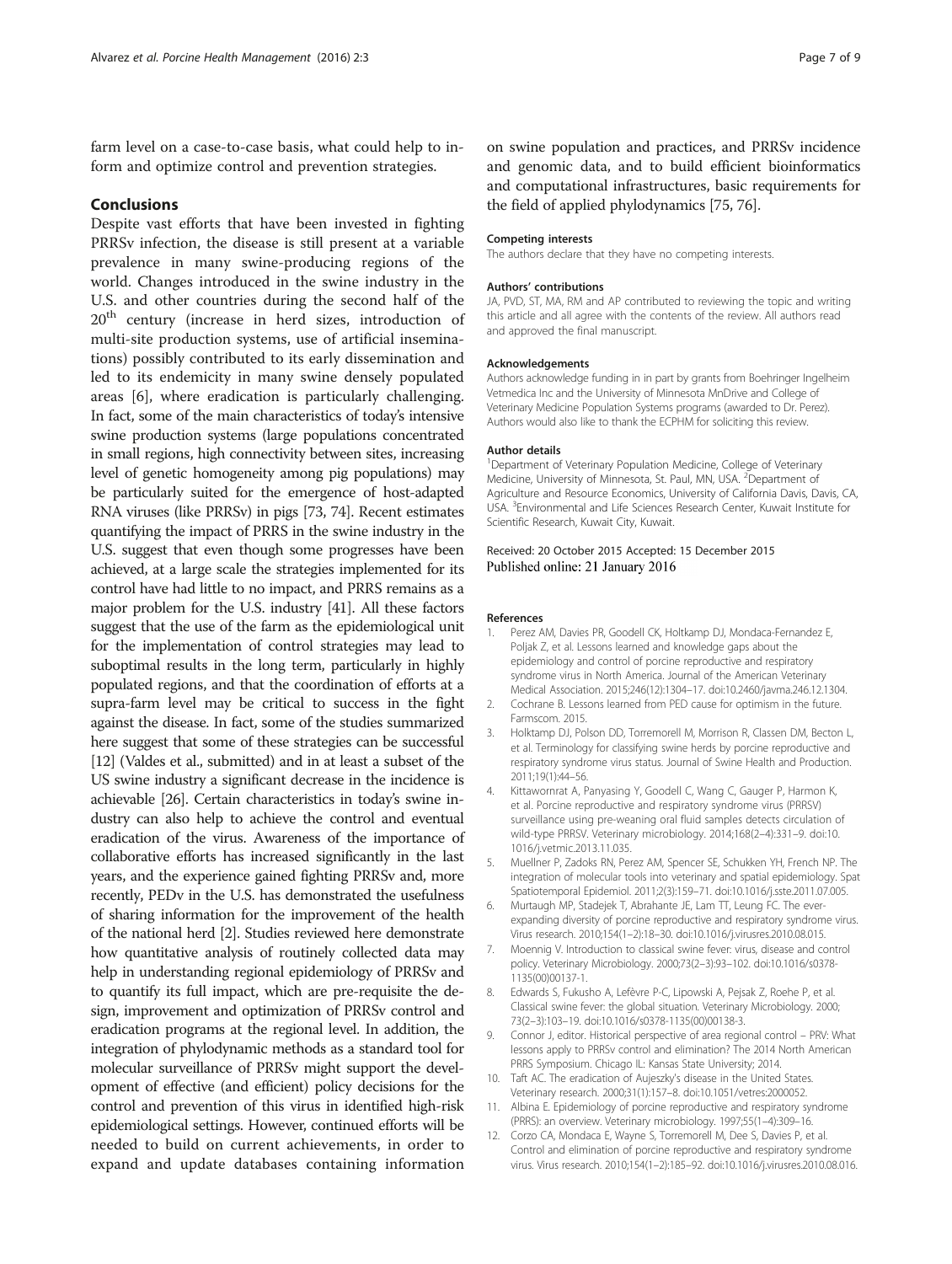farm level on a case-to-case basis, what could help to inform and optimize control and prevention strategies.

## Conclusions

Despite vast efforts that have been invested in fighting PRRSv infection, the disease is still present at a variable prevalence in many swine-producing regions of the world. Changes introduced in the swine industry in the U.S. and other countries during the second half of the 20th century (increase in herd sizes, introduction of multi-site production systems, use of artificial inseminations) possibly contributed to its early dissemination and led to its endemicity in many swine densely populated areas [6], where eradication is particularly challenging. In fact, some of the main characteristics of today's intensive swine production systems (large populations concentrated in small regions, high connectivity between sites, increasing level of genetic homogeneity among pig populations) may be particularly suited for the emergence of host-adapted RNA viruses (like PRRSv) in pigs [73, 74]. Recent estimates quantifying the impact of PRRS in the swine industry in the U.S. suggest that even though some progresses have been achieved, at a large scale the strategies implemented for its control have had little to no impact, and PRRS remains as a major problem for the U.S. industry [41]. All these factors suggest that the use of the farm as the epidemiological unit for the implementation of control strategies may lead to suboptimal results in the long term, particularly in highly populated regions, and that the coordination of efforts at a supra-farm level may be critical to success in the fight against the disease. In fact, some of the studies summarized here suggest that some of these strategies can be successful [12] (Valdes et al., submitted) and in at least a subset of the US swine industry a significant decrease in the incidence is achievable [26]. Certain characteristics in today's swine industry can also help to achieve the control and eventual eradication of the virus. Awareness of the importance of collaborative efforts has increased significantly in the last years, and the experience gained fighting PRRSv and, more recently, PEDv in the U.S. has demonstrated the usefulness of sharing information for the improvement of the health of the national herd [2]. Studies reviewed here demonstrate how quantitative analysis of routinely collected data may help in understanding regional epidemiology of PRRSv and to quantify its full impact, which are pre-requisite the design, improvement and optimization of PRRSv control and eradication programs at the regional level. In addition, the integration of phylodynamic methods as a standard tool for molecular surveillance of PRRSv might support the development of effective (and efficient) policy decisions for the control and prevention of this virus in identified high-risk epidemiological settings. However, continued efforts will be needed to build on current achievements, in order to expand and update databases containing information on swine population and practices, and PRRSv incidence and genomic data, and to build efficient bioinformatics and computational infrastructures, basic requirements for the field of applied phylodynamics [75, 76].

#### Competing interests

The authors declare that they have no competing interests.

#### Authors' contributions

JA, PVD, ST, MA, RM and AP contributed to reviewing the topic and writing this article and all agree with the contents of the review. All authors read and approved the final manuscript.

#### Acknowledgements

Authors acknowledge funding in in part by grants from Boehringer Ingelheim Vetmedica Inc and the University of Minnesota MnDrive and College of Veterinary Medicine Population Systems programs (awarded to Dr. Perez). Authors would also like to thank the ECPHM for soliciting this review.

#### Author details

[1]Department of Veterinary Population Medicine, College of Veterinary Medicine, University of Minnesota, St. Paul, MN, USA. [2]Department of Agriculture and Resource Economics, University of California Davis, Davis, CA, USA. [3]Environmental and Life Sciences Research Center, Kuwait Institute for Scientific Research, Kuwait City, Kuwait.

Received: 20 October 2015 Accepted: 15 December 2015
Published online: 21 January 2016

#### References

1. Perez AM, Davies PR, Goodell CK, Holtkamp DJ, Mondaca-Fernandez E, Poljak Z, et al. Lessons learned and knowledge gaps about the epidemiology and control of porcine reproductive and respiratory syndrome virus in North America. Journal of the American Veterinary Medical Association. 2015;246(12):1304–17. doi:10.2460/javma.246.12.1304.
2. Cochrane B. Lessons learned from PED cause for optimism in the future. Farmscom. 2015.
3. Holtkamp DJ, Polson DD, Torremorell M, Morrison R, Classen DM, Becton L, et al. Terminology for classifying swine herds by porcine reproductive and respiratory syndrome virus status. Journal of Swine Health and Production. 2011;19(1):44–56.
4. Kittawornrat A, Panyasing Y, Goodell C, Wang C, Gauger P, Harmon K, et al. Porcine reproductive and respiratory syndrome virus (PRRSV) surveillance using pre-weaning oral fluid samples detects circulation of wild-type PRRSV. Veterinary microbiology. 2014;168(2–4):331–9. doi:10.1016/j.vetmic.2013.11.035.
5. Muellner P, Zadoks RN, Perez AM, Spencer SE, Schukken YH, French NP. The integration of molecular tools into veterinary and spatial epidemiology. Spat Spatiotemporal Epidemiol. 2011;2(3):159–71. doi:10.1016/j.sste.2011.07.005.
6. Murtaugh MP, Stadejek T, Abrahante JE, Lam TT, Leung FC. The ever-expanding diversity of porcine reproductive and respiratory syndrome virus. Virus research. 2010;154(1–2):18–30. doi:10.1016/j.virusres.2010.08.015.
7. Moennig V. Introduction to classical swine fever: virus, disease and control policy. Veterinary Microbiology. 2000;73(2–3):93–102. doi:10.1016/s0378-1135(00)00137-1.
8. Edwards S, Fukusho A, Lefèvre P-C, Lipowski A, Pejsak Z, Roehe P, et al. Classical swine fever: the global situation. Veterinary Microbiology. 2000; 73(2–3):103–19. doi:10.1016/s0378-1135(00)00138-3.
9. Connor J, editor. Historical perspective of area regional control – PRV: What lessons apply to PRRSv control and elimination? The 2014 North American PRRS Symposium. Chicago IL: Kansas State University; 2014.
10. Taft AC. The eradication of Aujeszky's disease in the United States. Veterinary research. 2000;31(1):157–8. doi:10.1051/vetres:2000052.
11. Albina E. Epidemiology of porcine reproductive and respiratory syndrome (PRRS): an overview. Veterinary microbiology. 1997;55(1–4):309–16.
12. Corzo CA, Mondaca E, Wayne S, Torremorell M, Dee S, Davies P, et al. Control and elimination of porcine reproductive and respiratory syndrome virus. Virus research. 2010;154(1–2):185–92. doi:10.1016/j.virusres.2010.08.016.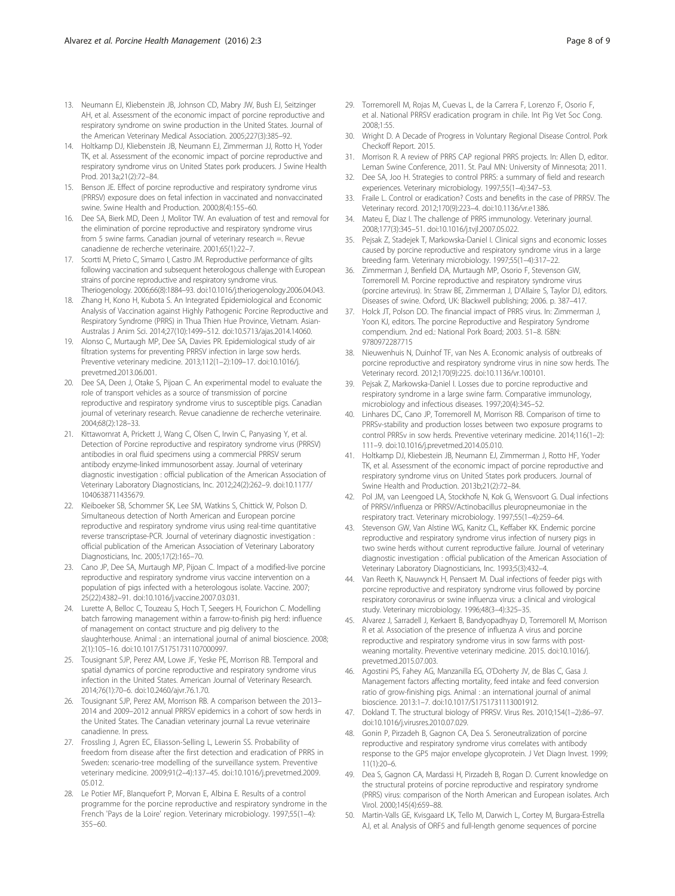13. Neumann EJ, Kliebenstein JB, Johnson CD, Mabry JW, Bush EJ, Seitzinger AH, et al. Assessment of the economic impact of porcine reproductive and respiratory syndrome on swine production in the United States. Journal of the American Veterinary Medical Association. 2005;227(3):385–92.
14. Holtkamp DJ, Kliebenstein JB, Neumann EJ, Zimmerman JJ, Rotto H, Yoder TK, et al. Assessment of the economic impact of porcine reproductive and respiratory syndrome virus on United States pork producers. J Swine Health Prod. 2013a;21(2):72–84.
15. Benson JE. Effect of porcine reproductive and respiratory syndrome virus (PRRSV) exposure does on fetal infection in vaccinated and nonvaccinated swine. Swine Health and Production. 2000;8(4):155–60.
16. Dee SA, Bierk MD, Deen J, Molitor TW. An evaluation of test and removal for the elimination of porcine reproductive and respiratory syndrome virus from 5 swine farms. Canadian journal of veterinary research =. Revue canadienne de recherche veterinaire. 2001;65(1):22–7.
17. Scortti M, Prieto C, Simarro I, Castro JM. Reproductive performance of gilts following vaccination and subsequent heterologous challenge with European strains of porcine reproductive and respiratory syndrome virus. Theriogenology. 2006;66(8):1884–93. doi:10.1016/j.theriogenology.2006.04.043.
18. Zhang H, Kono H, Kubota S. An Integrated Epidemiological and Economic Analysis of Vaccination against Highly Pathogenic Porcine Reproductive and Respiratory Syndrome (PRRS) in Thua Thien Hue Province, Vietnam. Asian-Australas J Anim Sci. 2014;27(10):1499–512. doi:10.5713/ajas.2014.14060.
19. Alonso C, Murtaugh MP, Dee SA, Davies PR. Epidemiological study of air filtration systems for preventing PRRSV infection in large sow herds. Preventive veterinary medicine. 2013;112(1–2):109–17. doi:10.1016/j.prevetmed.2013.06.001.
20. Dee SA, Deen J, Otake S, Pijoan C. An experimental model to evaluate the role of transport vehicles as a source of transmission of porcine reproductive and respiratory syndrome virus to susceptible pigs. Canadian journal of veterinary research. Revue canadienne de recherche veterinaire. 2004;68(2):128–33.
21. Kittawornrat A, Prickett J, Wang C, Olsen C, Irwin C, Panyasing Y, et al. Detection of Porcine reproductive and respiratory syndrome virus (PRRSV) antibodies in oral fluid specimens using a commercial PRRSV serum antibody enzyme-linked immunosorbent assay. Journal of veterinary diagnostic investigation : official publication of the American Association of Veterinary Laboratory Diagnosticians, Inc. 2012;24(2):262–9. doi:10.1177/1040638711435679.
22. Kleiboeker SB, Schommer SK, Lee SM, Watkins S, Chittick W, Polson D. Simultaneous detection of North American and European porcine reproductive and respiratory syndrome virus using real-time quantitative reverse transcriptase-PCR. Journal of veterinary diagnostic investigation : official publication of the American Association of Veterinary Laboratory Diagnosticians, Inc. 2005;17(2):165–70.
23. Cano JP, Dee SA, Murtaugh MP, Pijoan C. Impact of a modified-live porcine reproductive and respiratory syndrome virus vaccine intervention on a population of pigs infected with a heterologous isolate. Vaccine. 2007; 25(22):4382–91. doi:10.1016/j.vaccine.2007.03.031.
24. Lurette A, Belloc C, Touzeau S, Hoch T, Seegers H, Fourichon C. Modelling batch farrowing management within a farrow-to-finish pig herd: influence of management on contact structure and pig delivery to the slaughterhouse. Animal : an international journal of animal bioscience. 2008; 2(1):105–16. doi:10.1017/S1751731107000997.
25. Tousignant SJP, Perez AM, Lowe JF, Yeske PE, Morrison RB. Temporal and spatial dynamics of porcine reproductive and respiratory syndrome virus infection in the United States. American Journal of Veterinary Research. 2014;76(1):70–6. doi:10.2460/ajvr.76.1.70.
26. Tousignant SJP, Perez AM, Morrison RB. A comparison between the 2013–2014 and 2009–2012 annual PRRSV epidemics in a cohort of sow herds in the United States. The Canadian veterinary journal La revue veterinaire canadienne. In press.
27. Frossling J, Agren EC, Eliasson-Selling L, Lewerin SS. Probability of freedom from disease after the first detection and eradication of PRRS in Sweden: scenario-tree modelling of the surveillance system. Preventive veterinary medicine. 2009;91(2–4):137–45. doi:10.1016/j.prevetmed.2009.05.012.
28. Le Potier MF, Blanquefort P, Morvan E, Albina E. Results of a control programme for the porcine reproductive and respiratory syndrome in the French 'Pays de la Loire' region. Veterinary microbiology. 1997;55(1–4): 355–60.
29. Torremorell M, Rojas M, Cuevas L, de la Carrera F, Lorenzo F, Osorio F, et al. National PRRSV eradication program in chile. Int Pig Vet Soc Cong. 2008;1:55.
30. Wright D. A Decade of Progress in Voluntary Regional Disease Control. Pork Checkoff Report. 2015.
31. Morrison R. A review of PRRS CAP regional PRRS projects. In: Allen D, editor. Leman Swine Conference, 2011. St. Paul MN: University of Minnesota; 2011.
32. Dee SA, Joo H. Strategies to control PRRS: a summary of field and research experiences. Veterinary microbiology. 1997;55(1–4):347–53.
33. Fraile L. Control or eradication? Costs and benefits in the case of PRRSV. The Veterinary record. 2012;170(9):223–4. doi:10.1136/vr.e1386.
34. Mateu E, Diaz I. The challenge of PRRS immunology. Veterinary journal. 2008;177(3):345–51. doi:10.1016/j.tvjl.2007.05.022.
35. Pejsak Z, Stadejek T, Markowska-Daniel I. Clinical signs and economic losses caused by porcine reproductive and respiratory syndrome virus in a large breeding farm. Veterinary microbiology. 1997;55(1–4):317–22.
36. Zimmerman J, Benfield DA, Murtaugh MP, Osorio F, Stevenson GW, Torremorell M. Porcine reproductive and respiratory syndrome virus (porcine arterivirus). In: Straw BE, Zimmerman J, D'Allaire S, Taylor DJ, editors. Diseases of swine. Oxford, UK: Blackwell publishing; 2006. p. 387–417.
37. Holck JT, Polson DD. The financial impact of PRRS virus. In: Zimmerman J, Yoon KJ, editors. The porcine Reproductive and Respiratory Syndrome compendium. 2nd ed.: National Pork Board; 2003. 51–8. ISBN: 9780972287715
38. Nieuwenhuis N, Duinhof TF, van Nes A. Economic analysis of outbreaks of porcine reproductive and respiratory syndrome virus in nine sow herds. The Veterinary record. 2012;170(9):225. doi:10.1136/vr.100101.
39. Pejsak Z, Markowska-Daniel I. Losses due to porcine reproductive and respiratory syndrome in a large swine farm. Comparative immunology, microbiology and infectious diseases. 1997;20(4):345–52.
40. Linhares DC, Cano JP, Torremorell M, Morrison RB. Comparison of time to PRRSv-stability and production losses between two exposure programs to control PRRSv in sow herds. Preventive veterinary medicine. 2014;116(1–2): 111–9. doi:10.1016/j.prevetmed.2014.05.010.
41. Holtkamp DJ, Kliebenstein JB, Neumann EJ, Zimmerman J, Rotto HF, Yoder TK, et al. Assessment of the economic impact of porcine reproductive and respiratory syndrome virus on United States pork producers. Journal of Swine Health and Production. 2013b;21(2):72–84.
42. Pol JM, van Leengoed LA, Stockhofe N, Kok G, Wensvoort G. Dual infections of PRRSV/influenza or PRRSV/Actinobacillus pleuropneumoniae in the respiratory tract. Veterinary microbiology. 1997;55(1–4):259–64.
43. Stevenson GW, Van Alstine WG, Kanitz CL, Keffaber KK. Endemic porcine reproductive and respiratory syndrome virus infection of nursery pigs in two swine herds without current reproductive failure. Journal of veterinary diagnostic investigation : official publication of the American Association of Veterinary Laboratory Diagnosticians, Inc. 1993;5(3):432–4.
44. Van Reeth K, Nauwynck H, Pensaert M. Dual infections of feeder pigs with porcine reproductive and respiratory syndrome virus followed by porcine respiratory coronavirus or swine influenza virus: a clinical and virological study. Veterinary microbiology. 1996;48(3–4):325–35.
45. Alvarez J, Sarradell J, Kerkaert B, Bandyopadhyay D, Torremorell M, Morrison R et al. Association of the presence of influenza A virus and porcine reproductive and respiratory syndrome virus in sow farms with post-weaning mortality. Preventive veterinary medicine. 2015. doi:10.1016/j.prevetmed.2015.07.003.
46. Agostini PS, Fahey AG, Manzanilla EG, O'Doherty JV, de Blas C, Gasa J. Management factors affecting mortality, feed intake and feed conversion ratio of grow-finishing pigs. Animal : an international journal of animal bioscience. 2013:1–7. doi:10.1017/S1751731113001912.
47. Dokland T. The structural biology of PRRSV. Virus Res. 2010;154(1–2):86–97. doi:10.1016/j.virusres.2010.07.029.
48. Gonin P, Pirzadeh B, Gagnon CA, Dea S. Seroneutralization of porcine reproductive and respiratory syndrome virus correlates with antibody response to the GP5 major envelope glycoprotein. J Vet Diagn Invest. 1999; 11(1):20–6.
49. Dea S, Gagnon CA, Mardassi H, Pirzadeh B, Rogan D. Current knowledge on the structural proteins of porcine reproductive and respiratory syndrome (PRRS) virus: comparison of the North American and European isolates. Arch Virol. 2000;145(4):659–88.
50. Martin-Valls GE, Kvisgaard LK, Tello M, Darwich L, Cortey M, Burgara-Estrella AJ, et al. Analysis of ORF5 and full-length genome sequences of porcine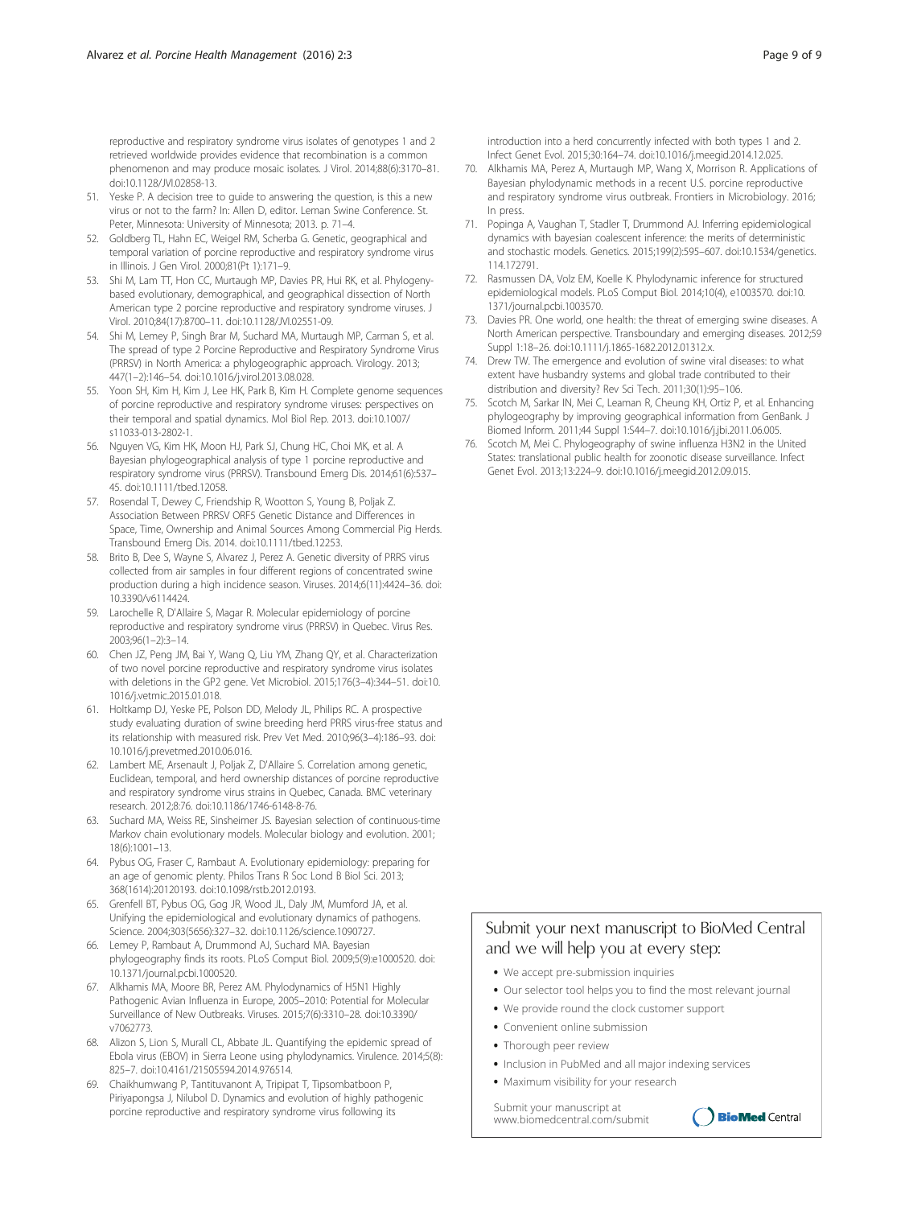reproductive and respiratory syndrome virus isolates of genotypes 1 and 2 retrieved worldwide provides evidence that recombination is a common phenomenon and may produce mosaic isolates. J Virol. 2014;88(6):3170–81. doi:10.1128/JVI.02858-13.

51. Yeske P. A decision tree to guide to answering the question, is this a new virus or not to the farm? In: Allen D, editor. Leman Swine Conference. St. Peter, Minnesota: University of Minnesota; 2013. p. 71–4.
52. Goldberg TL, Hahn EC, Weigel RM, Scherba G. Genetic, geographical and temporal variation of porcine reproductive and respiratory syndrome virus in Illinois. J Gen Virol. 2000;81(Pt 1):171–9.
53. Shi M, Lam TT, Hon CC, Murtaugh MP, Davies PR, Hui RK, et al. Phylogeny-based evolutionary, demographical, and geographical dissection of North American type 2 porcine reproductive and respiratory syndrome viruses. J Virol. 2010;84(17):8700–11. doi:10.1128/JVI.02551-09.
54. Shi M, Lemey P, Singh Brar M, Suchard MA, Murtaugh MP, Carman S, et al. The spread of type 2 Porcine Reproductive and Respiratory Syndrome Virus (PRRSV) in North America: a phylogeographic approach. Virology. 2013; 447(1–2):146–54. doi:10.1016/j.virol.2013.08.028.
55. Yoon SH, Kim H, Kim J, Lee HK, Park B, Kim H. Complete genome sequences of porcine reproductive and respiratory syndrome viruses: perspectives on their temporal and spatial dynamics. Mol Biol Rep. 2013. doi:10.1007/s11033-013-2802-1.
56. Nguyen VG, Kim HK, Moon HJ, Park SJ, Chung HC, Choi MK, et al. A Bayesian phylogeographical analysis of type 1 porcine reproductive and respiratory syndrome virus (PRRSV). Transbound Emerg Dis. 2014;61(6):537–45. doi:10.1111/tbed.12058.
57. Rosendal T, Dewey C, Friendship R, Wootton S, Young B, Poljak Z. Association Between PRRSV ORF5 Genetic Distance and Differences in Space, Time, Ownership and Animal Sources Among Commercial Pig Herds. Transbound Emerg Dis. 2014. doi:10.1111/tbed.12253.
58. Brito B, Dee S, Wayne S, Alvarez J, Perez A. Genetic diversity of PRRS virus collected from air samples in four different regions of concentrated swine production during a high incidence season. Viruses. 2014;6(11):4424–36. doi:10.3390/v6114424.
59. Larochelle R, D'Allaire S, Magar R. Molecular epidemiology of porcine reproductive and respiratory syndrome virus (PRRSV) in Quebec. Virus Res. 2003;96(1–2):3–14.
60. Chen JZ, Peng JM, Bai Y, Wang Q, Liu YM, Zhang QY, et al. Characterization of two novel porcine reproductive and respiratory syndrome virus isolates with deletions in the GP2 gene. Vet Microbiol. 2015;176(3–4):344–51. doi:10.1016/j.vetmic.2015.01.018.
61. Holtkamp DJ, Yeske PE, Polson DD, Melody JL, Philips RC. A prospective study evaluating duration of swine breeding herd PRRS virus-free status and its relationship with measured risk. Prev Vet Med. 2010;96(3–4):186–93. doi:10.1016/j.prevetmed.2010.06.016.
62. Lambert ME, Arsenault J, Poljak Z, D'Allaire S. Correlation among genetic, Euclidean, temporal, and herd ownership distances of porcine reproductive and respiratory syndrome virus strains in Quebec, Canada. BMC veterinary research. 2012;8:76. doi:10.1186/1746-6148-8-76.
63. Suchard MA, Weiss RE, Sinsheimer JS. Bayesian selection of continuous-time Markov chain evolutionary models. Molecular biology and evolution. 2001; 18(6):1001–13.
64. Pybus OG, Fraser C, Rambaut A. Evolutionary epidemiology: preparing for an age of genomic plenty. Philos Trans R Soc Lond B Biol Sci. 2013; 368(1614):20120193. doi:10.1098/rstb.2012.0193.
65. Grenfell BT, Pybus OG, Gog JR, Wood JL, Daly JM, Mumford JA, et al. Unifying the epidemiological and evolutionary dynamics of pathogens. Science. 2004;303(5656):327–32. doi:10.1126/science.1090727.
66. Lemey P, Rambaut A, Drummond AJ, Suchard MA. Bayesian phylogeography finds its roots. PLoS Comput Biol. 2009;5(9):e1000520. doi:10.1371/journal.pcbi.1000520.
67. Alkhamis MA, Moore BR, Perez AM. Phylodynamics of H5N1 Highly Pathogenic Avian Influenza in Europe, 2005–2010: Potential for Molecular Surveillance of New Outbreaks. Viruses. 2015;7(6):3310–28. doi:10.3390/v7062773.
68. Alizon S, Lion S, Murall CL, Abbate JL. Quantifying the epidemic spread of Ebola virus (EBOV) in Sierra Leone using phylodynamics. Virulence. 2014;5(8):825–7. doi:10.4161/21505594.2014.976514.
69. Chaikhumwang P, Tantituvanont A, Tripipat T, Tipsombatboon P, Piriyapongsa J, Nilubol D. Dynamics and evolution of highly pathogenic porcine reproductive and respiratory syndrome virus following its introduction into a herd concurrently infected with both types 1 and 2. Infect Genet Evol. 2015;30:164–74. doi:10.1016/j.meegid.2014.12.025.
70. Alkhamis MA, Perez A, Murtaugh MP, Wang X, Morrison R. Applications of Bayesian phylodynamic methods in a recent U.S. porcine reproductive and respiratory syndrome virus outbreak. Frontiers in Microbiology. 2016; In press.
71. Popinga A, Vaughan T, Stadler T, Drummond AJ. Inferring epidemiological dynamics with bayesian coalescent inference: the merits of deterministic and stochastic models. Genetics. 2015;199(2):595–607. doi:10.1534/genetics.114.172791.
72. Rasmussen DA, Volz EM, Koelle K. Phylodynamic inference for structured epidemiological models. PLoS Comput Biol. 2014;10(4), e1003570. doi:10.1371/journal.pcbi.1003570.
73. Davies PR. One world, one health: the threat of emerging swine diseases. A North American perspective. Transboundary and emerging diseases. 2012;59 Suppl 1:18–26. doi:10.1111/j.1865-1682.2012.01312.x.
74. Drew TW. The emergence and evolution of swine viral diseases: to what extent have husbandry systems and global trade contributed to their distribution and diversity? Rev Sci Tech. 2011;30(1):95–106.
75. Scotch M, Sarkar IN, Mei C, Leaman R, Cheung KH, Ortiz P, et al. Enhancing phylogeography by improving geographical information from GenBank. J Biomed Inform. 2011;44 Suppl 1:S44–7. doi:10.1016/j.jbi.2011.06.005.
76. Scotch M, Mei C. Phylogeography of swine influenza H3N2 in the United States: translational public health for zoonotic disease surveillance. Infect Genet Evol. 2013;13:224–9. doi:10.1016/j.meegid.2012.09.015.

Submit your next manuscript to BioMed Central and we will help you at every step:

- We accept pre-submission inquiries
- Our selector tool helps you to find the most relevant journal
- We provide round the clock customer support
- Convenient online submission
- Thorough peer review
- Inclusion in PubMed and all major indexing services
- Maximum visibility for your research

Submit your manuscript at www.biomedcentral.com/submit

BioMed Central